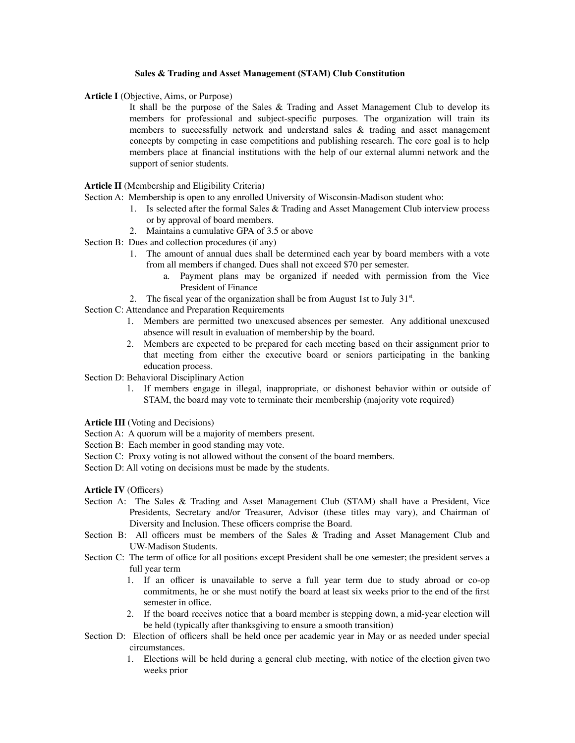# Sales & Trading and Asset Management (STAM) Club Constitution

**Article I** (Objective, Aims, or Purpose)

It shall be the purpose of the Sales & Trading and Asset Management Club to develop its members for professional and subject-specific purposes. The organization will train its members to successfully network and understand sales & trading and asset management concepts by competing in case competitions and publishing research. The core goal is to help members place at financial institutions with the help of our external alumni network and the support of senior students.

**Article II** (Membership and Eligibility Criteria)

Section A: Membership is open to any enrolled University of Wisconsin-Madison student who:

1. Is selected after the formal Sales & Trading and Asset Management Club interview process or by approval of board members.
2. Maintains a cumulative GPA of 3.5 or above

Section B: Dues and collection procedures (if any)

1. The amount of annual dues shall be determined each year by board members with a vote from all members if changed. Dues shall not exceed $70 per semester.
   a. Payment plans may be organized if needed with permission from the Vice President of Finance
2. The fiscal year of the organization shall be from August 1st to July 31st.

Section C: Attendance and Preparation Requirements

1. Members are permitted two unexcused absences per semester. Any additional unexcused absence will result in evaluation of membership by the board.
2. Members are expected to be prepared for each meeting based on their assignment prior to that meeting from either the executive board or seniors participating in the banking education process.

Section D: Behavioral Disciplinary Action

1. If members engage in illegal, inappropriate, or dishonest behavior within or outside of STAM, the board may vote to terminate their membership (majority vote required)

**Article III** (Voting and Decisions)

Section A: A quorum will be a majority of members present.

Section B: Each member in good standing may vote.

Section C: Proxy voting is not allowed without the consent of the board members.

Section D: All voting on decisions must be made by the students.

**Article IV** (Officers)

Section A: The Sales & Trading and Asset Management Club (STAM) shall have a President, Vice Presidents, Secretary and/or Treasurer, Advisor (these titles may vary), and Chairman of Diversity and Inclusion. These officers comprise the Board.

Section B: All officers must be members of the Sales & Trading and Asset Management Club and UW-Madison Students.

Section C: The term of office for all positions except President shall be one semester; the president serves a full year term

1. If an officer is unavailable to serve a full year term due to study abroad or co-op commitments, he or she must notify the board at least six weeks prior to the end of the first semester in office.
2. If the board receives notice that a board member is stepping down, a mid-year election will be held (typically after thanksgiving to ensure a smooth transition)

Section D: Election of officers shall be held once per academic year in May or as needed under special circumstances.

1. Elections will be held during a general club meeting, with notice of the election given two weeks prior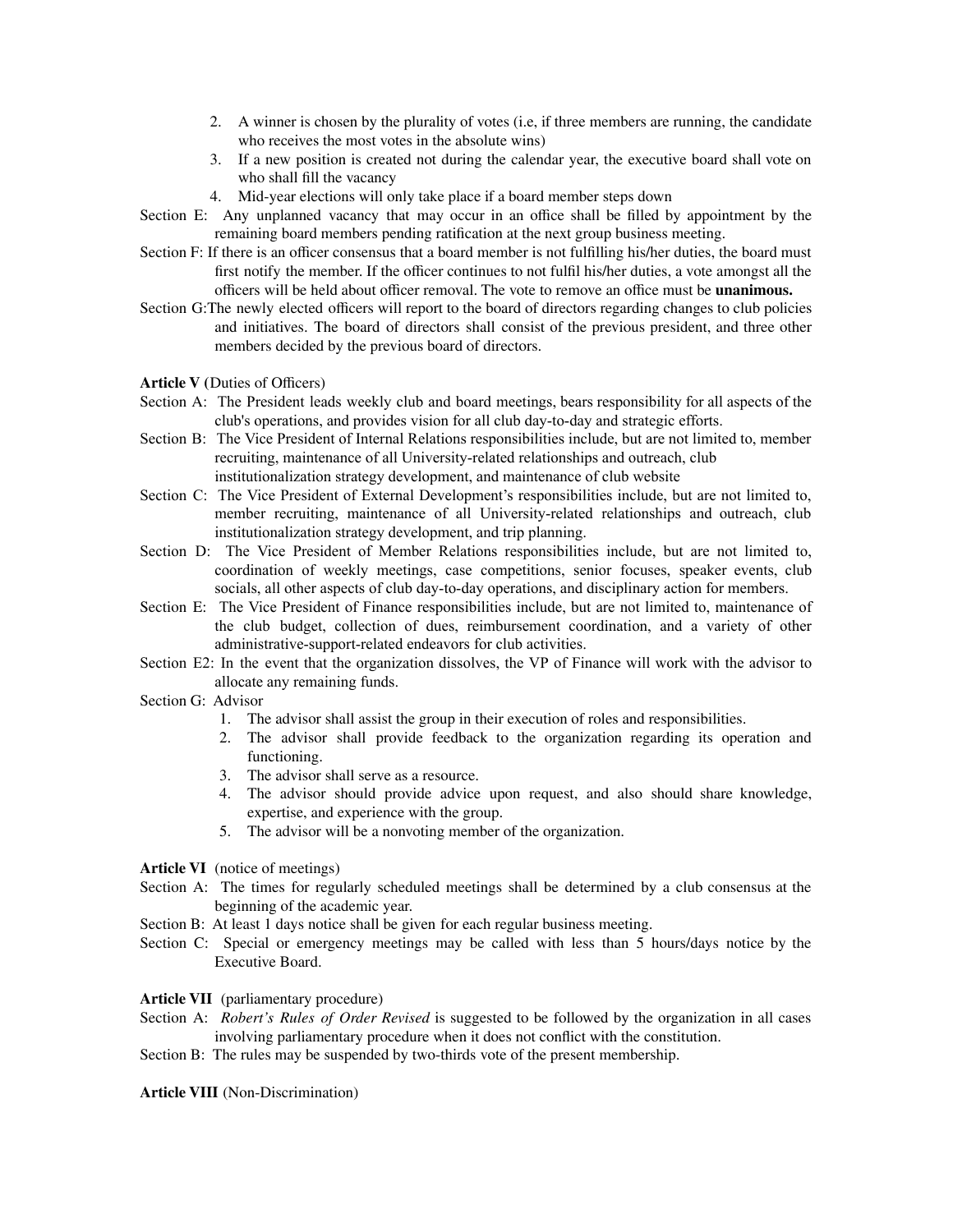2. A winner is chosen by the plurality of votes (i.e, if three members are running, the candidate who receives the most votes in the absolute wins)
3. If a new position is created not during the calendar year, the executive board shall vote on who shall fill the vacancy
4. Mid-year elections will only take place if a board member steps down

Section E: Any unplanned vacancy that may occur in an office shall be filled by appointment by the remaining board members pending ratification at the next group business meeting.

Section F: If there is an officer consensus that a board member is not fulfilling his/her duties, the board must first notify the member. If the officer continues to not fulfil his/her duties, a vote amongst all the officers will be held about officer removal. The vote to remove an office must be **unanimous.**

Section G:The newly elected officers will report to the board of directors regarding changes to club policies and initiatives. The board of directors shall consist of the previous president, and three other members decided by the previous board of directors.

**Article V** (Duties of Officers)

Section A: The President leads weekly club and board meetings, bears responsibility for all aspects of the club's operations, and provides vision for all club day-to-day and strategic efforts.

Section B: The Vice President of Internal Relations responsibilities include, but are not limited to, member recruiting, maintenance of all University-related relationships and outreach, club institutionalization strategy development, and maintenance of club website

Section C: The Vice President of External Development's responsibilities include, but are not limited to, member recruiting, maintenance of all University-related relationships and outreach, club institutionalization strategy development, and trip planning.

Section D: The Vice President of Member Relations responsibilities include, but are not limited to, coordination of weekly meetings, case competitions, senior focuses, speaker events, club socials, all other aspects of club day-to-day operations, and disciplinary action for members.

Section E: The Vice President of Finance responsibilities include, but are not limited to, maintenance of the club budget, collection of dues, reimbursement coordination, and a variety of other administrative-support-related endeavors for club activities.

Section E2: In the event that the organization dissolves, the VP of Finance will work with the advisor to allocate any remaining funds.

Section G: Advisor

1. The advisor shall assist the group in their execution of roles and responsibilities.
2. The advisor shall provide feedback to the organization regarding its operation and functioning.
3. The advisor shall serve as a resource.
4. The advisor should provide advice upon request, and also should share knowledge, expertise, and experience with the group.
5. The advisor will be a nonvoting member of the organization.

**Article VI** (notice of meetings)

Section A: The times for regularly scheduled meetings shall be determined by a club consensus at the beginning of the academic year.

Section B: At least 1 days notice shall be given for each regular business meeting.

Section C: Special or emergency meetings may be called with less than 5 hours/days notice by the Executive Board.

**Article VII** (parliamentary procedure)

Section A: *Robert's Rules of Order Revised* is suggested to be followed by the organization in all cases involving parliamentary procedure when it does not conflict with the constitution.

Section B: The rules may be suspended by two-thirds vote of the present membership.

**Article VIII** (Non-Discrimination)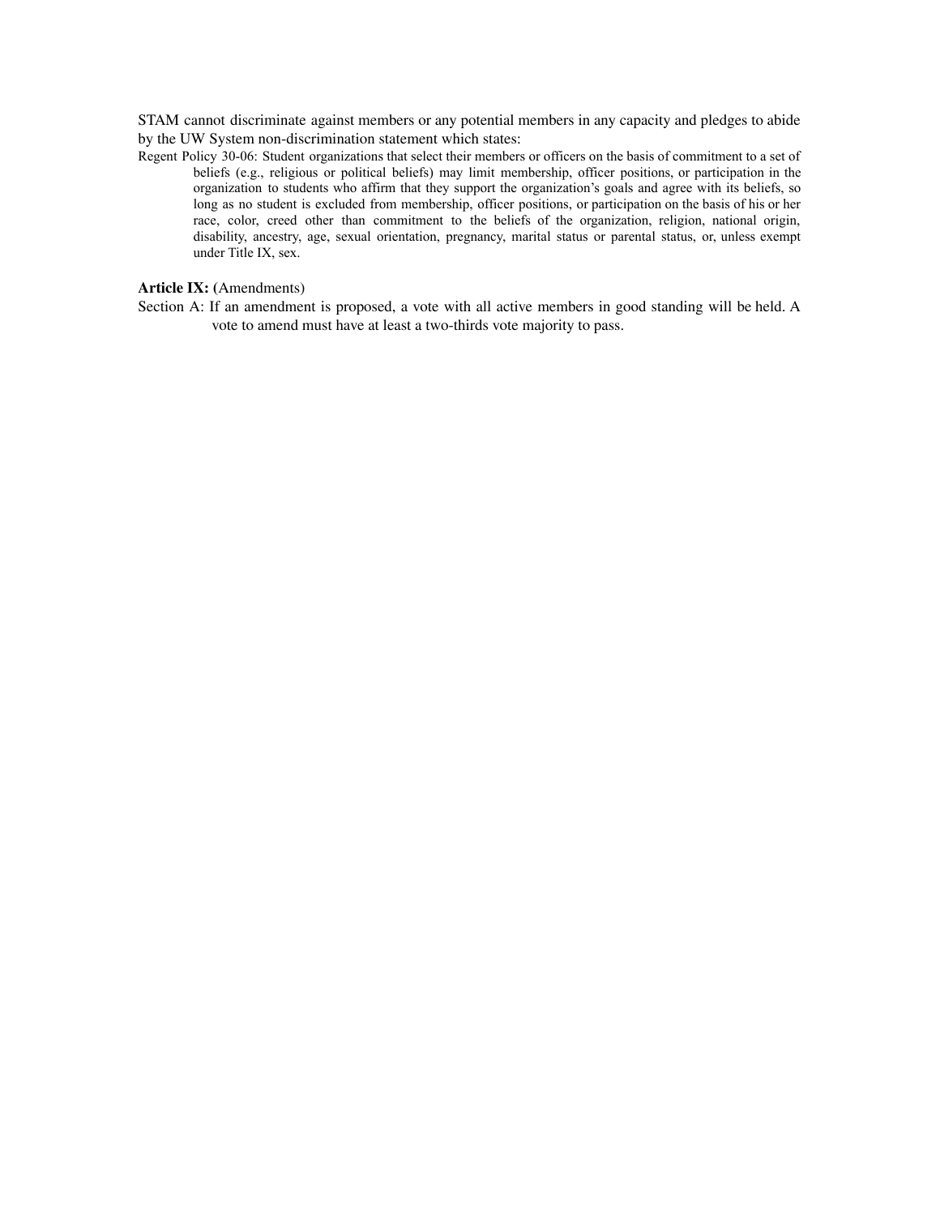STAM cannot discriminate against members or any potential members in any capacity and pledges to abide by the UW System non-discrimination statement which states:

Regent Policy 30-06: Student organizations that select their members or officers on the basis of commitment to a set of beliefs (e.g., religious or political beliefs) may limit membership, officer positions, or participation in the organization to students who affirm that they support the organization's goals and agree with its beliefs, so long as no student is excluded from membership, officer positions, or participation on the basis of his or her race, color, creed other than commitment to the beliefs of the organization, religion, national origin, disability, ancestry, age, sexual orientation, pregnancy, marital status or parental status, or, unless exempt under Title IX, sex.

**Article IX:** (Amendments)

Section A: If an amendment is proposed, a vote with all active members in good standing will be held. A vote to amend must have at least a two-thirds vote majority to pass.